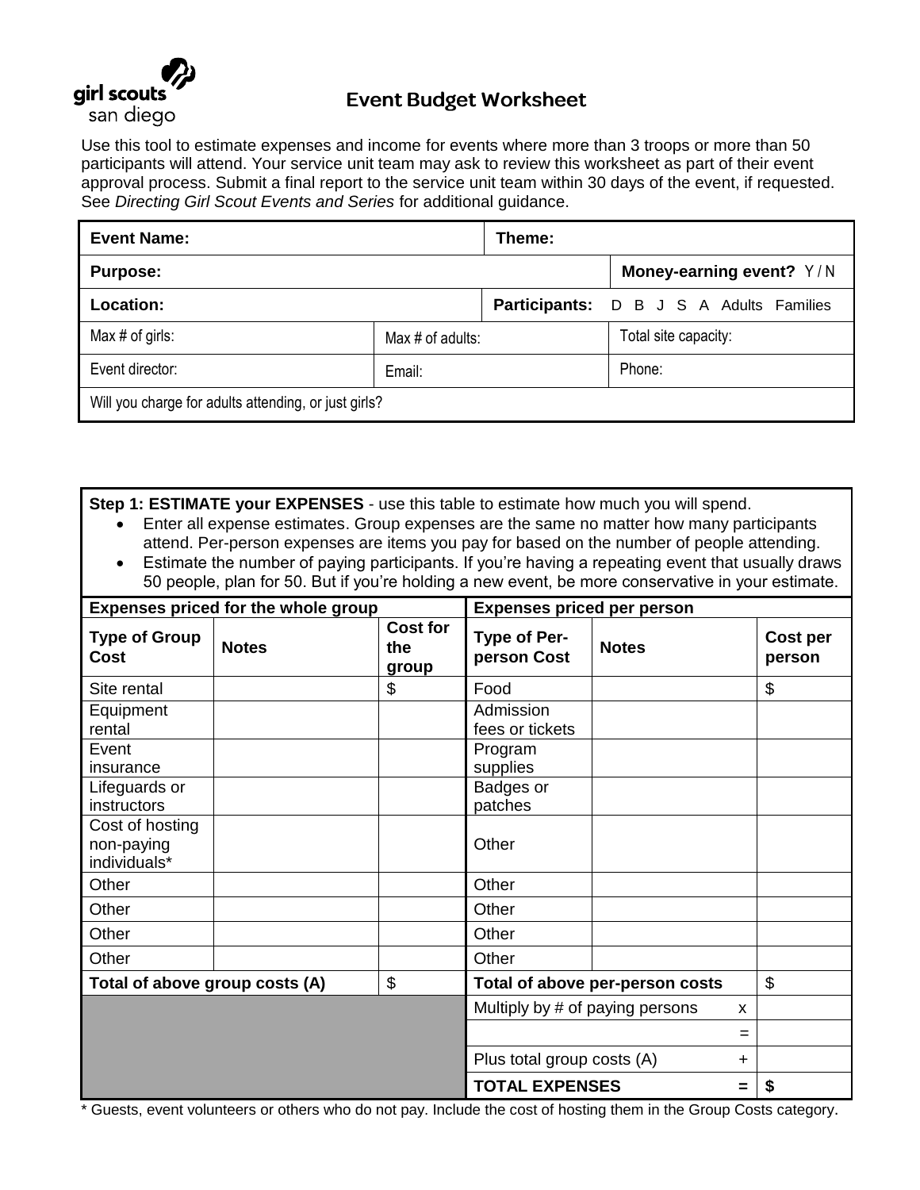girl scouts san diego

# Event Budget Worksheet

Use this tool to estimate expenses and income for events where more than 3 troops or more than 50 participants will attend. Your service unit team may ask to review this worksheet as part of their event approval process. Submit a final report to the service unit team within 30 days of the event, if requested. See *Directing Girl Scout Events and Series* for additional guidance.

| **Event Name:** | | **Theme:** | |
|---|---|---|---|
| **Purpose:** | | | **Money-earning event?** Y / N |
| **Location:** | | **Participants:** D B J S A Adults Families | |
| Max # of girls: | Max # of adults: | | Total site capacity: |
| Event director: | Email: | | Phone: |
| Will you charge for adults attending, or just girls? | | | |

**Step 1: ESTIMATE your EXPENSES** - use this table to estimate how much you will spend.

- Enter all expense estimates. Group expenses are the same no matter how many participants attend. Per-person expenses are items you pay for based on the number of people attending.
- Estimate the number of paying participants. If you're having a repeating event that usually draws 50 people, plan for 50. But if you're holding a new event, be more conservative in your estimate.

| **Expenses priced for the whole group** | | | **Expenses priced per person** | | |
|---|---|---|---|---|---|
| **Type of Group Cost** | **Notes** | **Cost for the group** | **Type of Per-person Cost** | **Notes** | **Cost per person** |
| Site rental | | $ | Food | | $ |
| Equipment rental | | | Admission fees or tickets | | |
| Event insurance | | | Program supplies | | |
| Lifeguards or instructors | | | Badges or patches | | |
| Cost of hosting non-paying individuals* | | | Other | | |
| Other | | | Other | | |
| Other | | | Other | | |
| Other | | | Other | | |
| Other | | | Other | | |
| **Total of above group costs (A)** | | $ | **Total of above per-person costs** | | $ |
| | | | Multiply by # of paying persons | x | |
| | | | | = | |
| | | | Plus total group costs (A) | + | |
| | | | **TOTAL EXPENSES** | **=** | **$** |

\* Guests, event volunteers or others who do not pay. Include the cost of hosting them in the Group Costs category.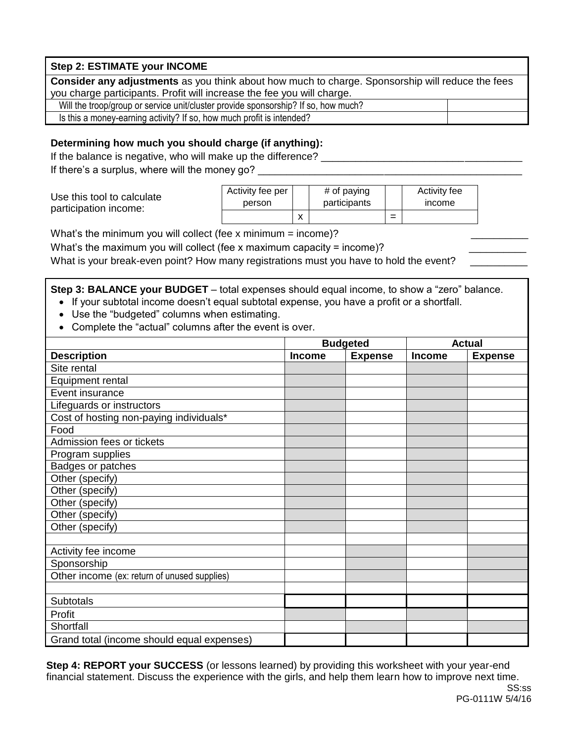| **Step 2: ESTIMATE your INCOME** | |
|---|---|
| **Consider any adjustments** as you think about how much to charge. Sponsorship will reduce the fees you charge participants. Profit will increase the fee you will charge. | |
| Will the troop/group or service unit/cluster provide sponsorship? If so, how much? | |
| Is this a money-earning activity? If so, how much profit is intended? | |

**Determining how much you should charge (if anything):**

If the balance is negative, who will make up the difference? ____________________________________

If there's a surplus, where will the money go? ______________________________________________

Use this tool to calculate participation income:

| Activity fee per person | | # of paying participants | | Activity fee income |
|---|---|---|---|---|
| | x | | = | |

What's the minimum you will collect (fee x minimum = income)? __________

What's the maximum you will collect (fee x maximum capacity = income)? __________

What is your break-even point? How many registrations must you have to hold the event? __________

**Step 3: BALANCE your BUDGET** – total expenses should equal income, to show a "zero" balance.

- If your subtotal income doesn't equal subtotal expense, you have a profit or a shortfall.
- Use the "budgeted" columns when estimating.
- Complete the "actual" columns after the event is over.

| | Budgeted | | Actual | |
|---|---|---|---|---|
| **Description** | **Income** | **Expense** | **Income** | **Expense** |
| Site rental | | | | |
| Equipment rental | | | | |
| Event insurance | | | | |
| Lifeguards or instructors | | | | |
| Cost of hosting non-paying individuals* | | | | |
| Food | | | | |
| Admission fees or tickets | | | | |
| Program supplies | | | | |
| Badges or patches | | | | |
| Other (specify) | | | | |
| Other (specify) | | | | |
| Other (specify) | | | | |
| Other (specify) | | | | |
| Other (specify) | | | | |
| | | | | |
| Activity fee income | | | | |
| Sponsorship | | | | |
| Other income (ex: return of unused supplies) | | | | |
| | | | | |
| Subtotals | | | | |
| Profit | | | | |
| Shortfall | | | | |
| Grand total (income should equal expenses) | | | | |

**Step 4: REPORT your SUCCESS** (or lessons learned) by providing this worksheet with your year-end financial statement. Discuss the experience with the girls, and help them learn how to improve next time.

SS:ss

PG-0111W 5/4/16